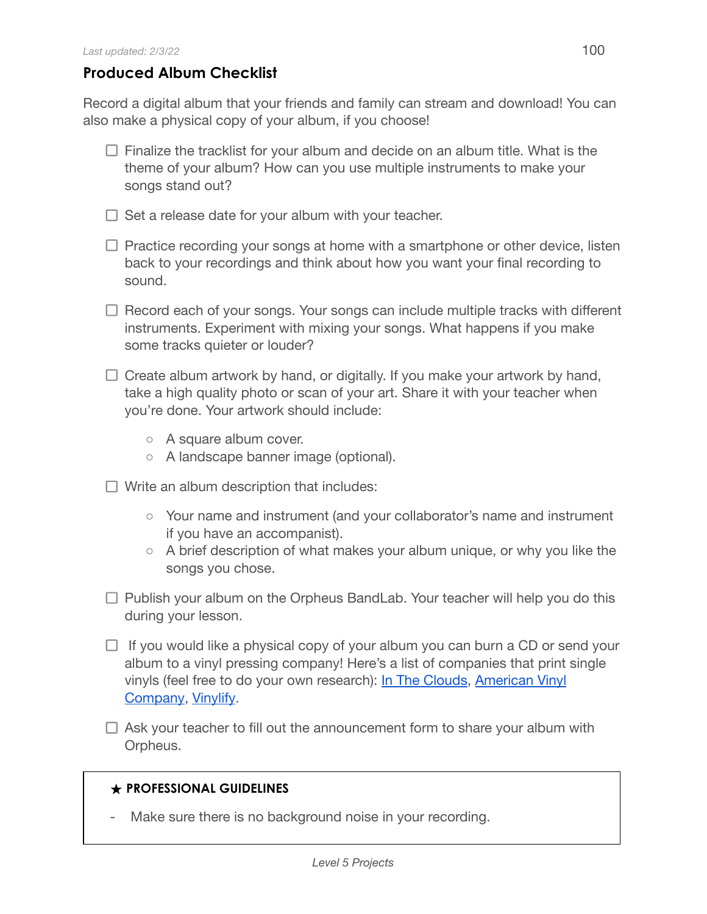*Last updated: 2/3/22*

## Produced Album Checklist

Record a digital album that your friends and family can stream and download! You can also make a physical copy of your album, if you choose!

- [ ] Finalize the tracklist for your album and decide on an album title. What is the theme of your album? How can you use multiple instruments to make your songs stand out?
- [ ] Set a release date for your album with your teacher.
- [ ] Practice recording your songs at home with a smartphone or other device, listen back to your recordings and think about how you want your final recording to sound.
- [ ] Record each of your songs. Your songs can include multiple tracks with different instruments. Experiment with mixing your songs. What happens if you make some tracks quieter or louder?
- [ ] Create album artwork by hand, or digitally. If you make your artwork by hand, take a high quality photo or scan of your art. Share it with your teacher when you're done. Your artwork should include:
    - A square album cover.
    - A landscape banner image (optional).
- [ ] Write an album description that includes:
    - Your name and instrument (and your collaborator's name and instrument if you have an accompanist).
    - A brief description of what makes your album unique, or why you like the songs you chose.
- [ ] Publish your album on the Orpheus BandLab. Your teacher will help you do this during your lesson.
- [ ] If you would like a physical copy of your album you can burn a CD or send your album to a vinyl pressing company! Here's a list of companies that print single vinyls (feel free to do your own research): In The Clouds, American Vinyl Company, Vinylify.
- [ ] Ask your teacher to fill out the announcement form to share your album with Orpheus.

---

**★ PROFESSIONAL GUIDELINES**

- Make sure there is no background noise in your recording.

---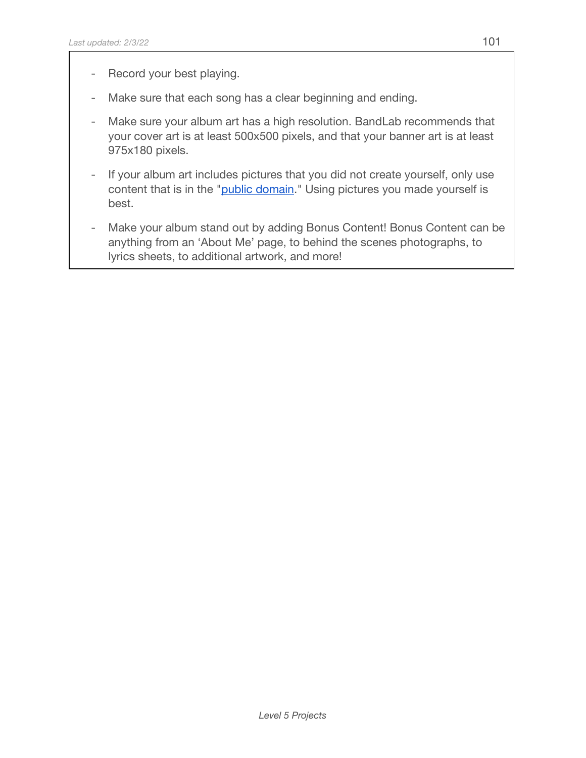- Record your best playing.
- Make sure that each song has a clear beginning and ending.
- Make sure your album art has a high resolution. BandLab recommends that your cover art is at least 500x500 pixels, and that your banner art is at least 975x180 pixels.
- If your album art includes pictures that you did not create yourself, only use content that is in the "public domain." Using pictures you made yourself is best.
- Make your album stand out by adding Bonus Content! Bonus Content can be anything from an 'About Me' page, to behind the scenes photographs, to lyrics sheets, to additional artwork, and more!